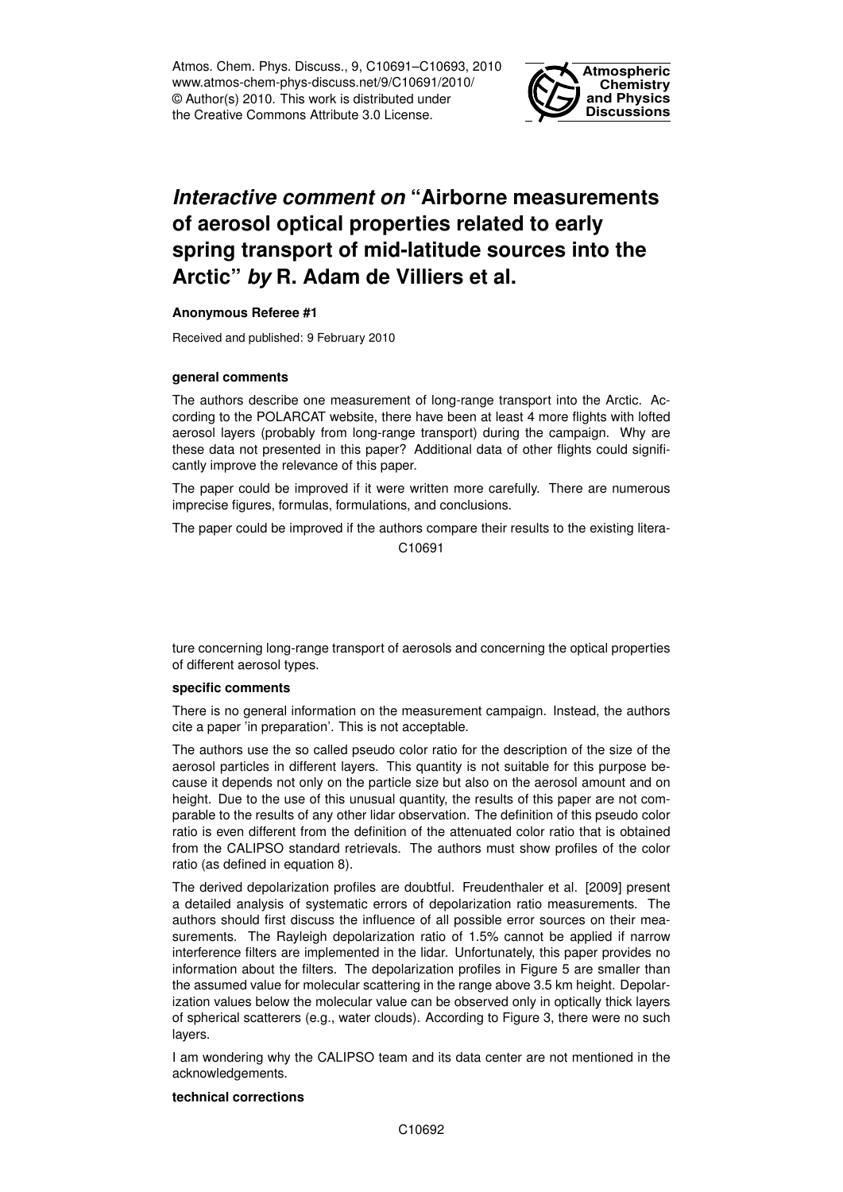# *Interactive comment on* "Airborne measurements of aerosol optical properties related to early spring transport of mid-latitude sources into the Arctic" *by* R. Adam de Villiers et al.

**Anonymous Referee #1**

Received and published: 9 February 2010

### general comments

The authors describe one measurement of long-range transport into the Arctic. According to the POLARCAT website, there have been at least 4 more flights with lofted aerosol layers (probably from long-range transport) during the campaign. Why are these data not presented in this paper? Additional data of other flights could significantly improve the relevance of this paper.

The paper could be improved if it were written more carefully. There are numerous imprecise figures, formulas, formulations, and conclusions.

The paper could be improved if the authors compare their results to the existing literature concerning long-range transport of aerosols and concerning the optical properties of different aerosol types.

### specific comments

There is no general information on the measurement campaign. Instead, the authors cite a paper 'in preparation'. This is not acceptable.

The authors use the so called pseudo color ratio for the description of the size of the aerosol particles in different layers. This quantity is not suitable for this purpose because it depends not only on the particle size but also on the aerosol amount and on height. Due to the use of this unusual quantity, the results of this paper are not comparable to the results of any other lidar observation. The definition of this pseudo color ratio is even different from the definition of the attenuated color ratio that is obtained from the CALIPSO standard retrievals. The authors must show profiles of the color ratio (as defined in equation 8).

The derived depolarization profiles are doubtful. Freudenthaler et al. [2009] present a detailed analysis of systematic errors of depolarization ratio measurements. The authors should first discuss the influence of all possible error sources on their measurements. The Rayleigh depolarization ratio of 1.5% cannot be applied if narrow interference filters are implemented in the lidar. Unfortunately, this paper provides no information about the filters. The depolarization profiles in Figure 5 are smaller than the assumed value for molecular scattering in the range above 3.5 km height. Depolarization values below the molecular value can be observed only in optically thick layers of spherical scatterers (e.g., water clouds). According to Figure 3, there were no such layers.

I am wondering why the CALIPSO team and its data center are not mentioned in the acknowledgements.

### technical corrections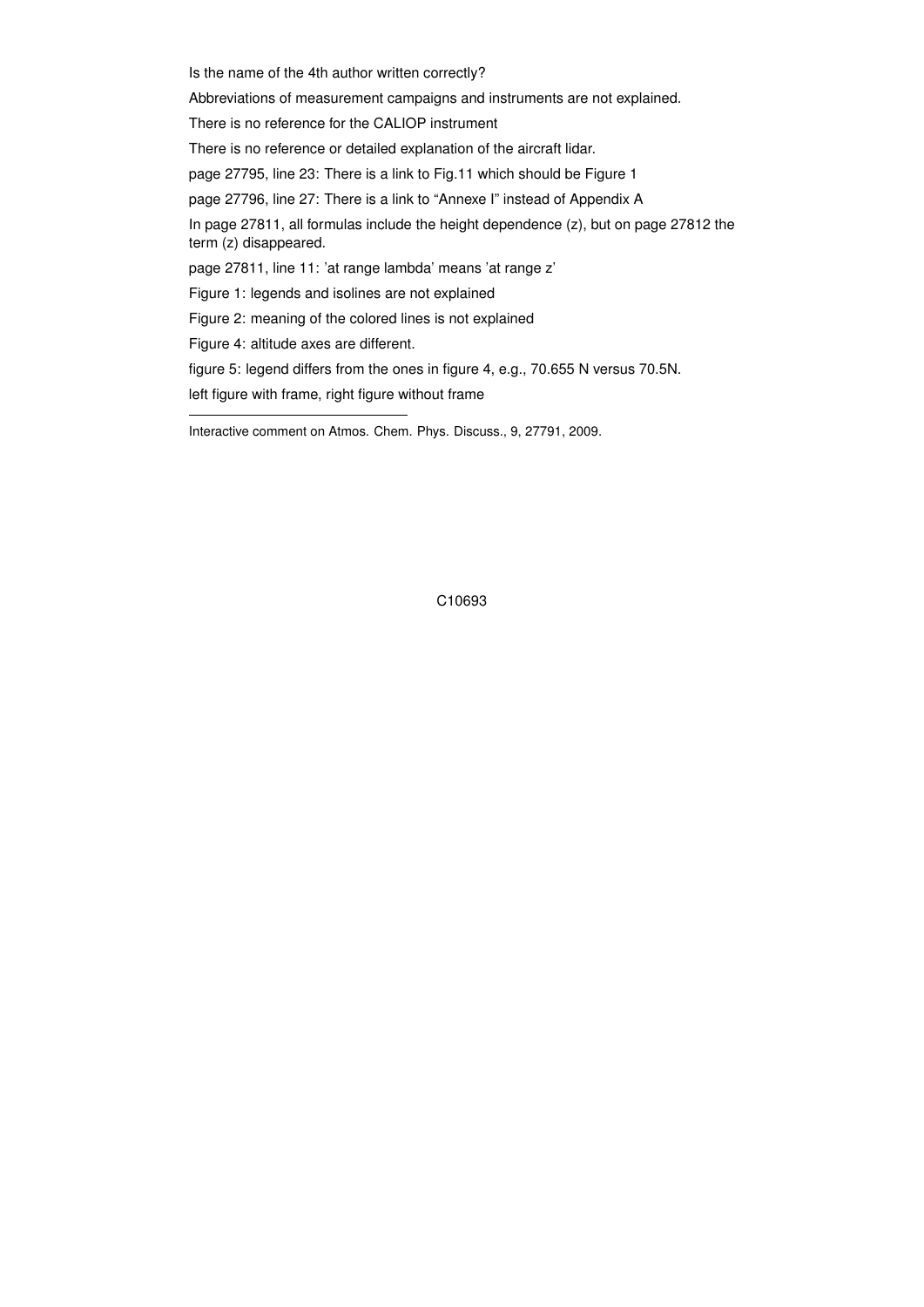Is the name of the 4th author written correctly?

Abbreviations of measurement campaigns and instruments are not explained.

There is no reference for the CALIOP instrument

There is no reference or detailed explanation of the aircraft lidar.

page 27795, line 23: There is a link to Fig.11 which should be Figure 1

page 27796, line 27: There is a link to “Annexe I” instead of Appendix A

In page 27811, all formulas include the height dependence (z), but on page 27812 the term (z) disappeared.

page 27811, line 11: 'at range lambda' means 'at range z'

Figure 1: legends and isolines are not explained

Figure 2: meaning of the colored lines is not explained

Figure 4: altitude axes are different.

figure 5: legend differs from the ones in figure 4, e.g., 70.655 N versus 70.5N.

left figure with frame, right figure without frame

---

Interactive comment on Atmos. Chem. Phys. Discuss., 9, 27791, 2009.